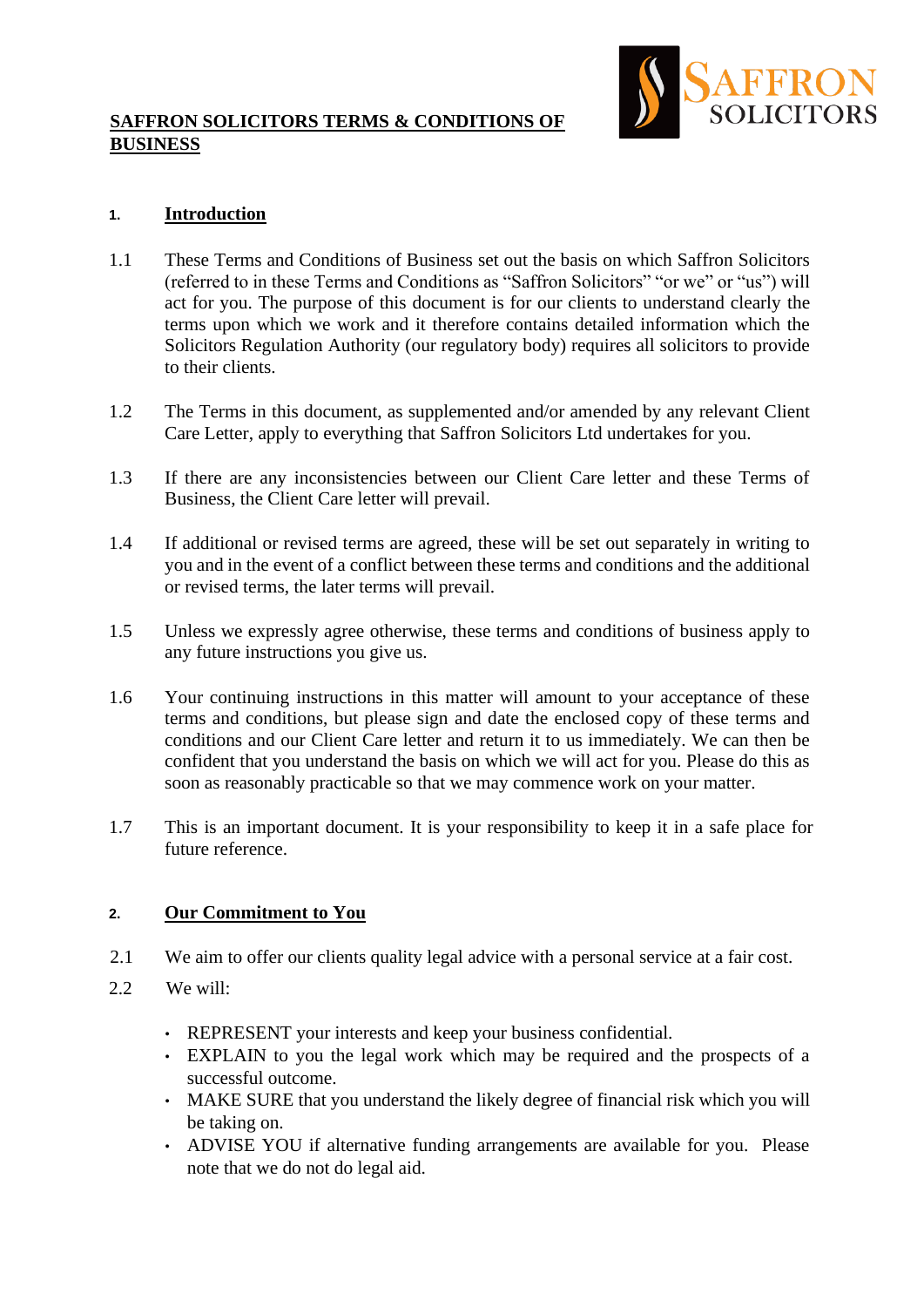# SAFFRON SOLICITORS TERMS & CONDITIONS OF BUSINESS

## 1. Introduction

1.1 These Terms and Conditions of Business set out the basis on which Saffron Solicitors (referred to in these Terms and Conditions as "Saffron Solicitors" "or we" or "us") will act for you. The purpose of this document is for our clients to understand clearly the terms upon which we work and it therefore contains detailed information which the Solicitors Regulation Authority (our regulatory body) requires all solicitors to provide to their clients.

1.2 The Terms in this document, as supplemented and/or amended by any relevant Client Care Letter, apply to everything that Saffron Solicitors Ltd undertakes for you.

1.3 If there are any inconsistencies between our Client Care letter and these Terms of Business, the Client Care letter will prevail.

1.4 If additional or revised terms are agreed, these will be set out separately in writing to you and in the event of a conflict between these terms and conditions and the additional or revised terms, the later terms will prevail.

1.5 Unless we expressly agree otherwise, these terms and conditions of business apply to any future instructions you give us.

1.6 Your continuing instructions in this matter will amount to your acceptance of these terms and conditions, but please sign and date the enclosed copy of these terms and conditions and our Client Care letter and return it to us immediately. We can then be confident that you understand the basis on which we will act for you. Please do this as soon as reasonably practicable so that we may commence work on your matter.

1.7 This is an important document. It is your responsibility to keep it in a safe place for future reference.

## 2. Our Commitment to You

2.1 We aim to offer our clients quality legal advice with a personal service at a fair cost.

2.2 We will:

- REPRESENT your interests and keep your business confidential.
- EXPLAIN to you the legal work which may be required and the prospects of a successful outcome.
- MAKE SURE that you understand the likely degree of financial risk which you will be taking on.
- ADVISE YOU if alternative funding arrangements are available for you. Please note that we do not do legal aid.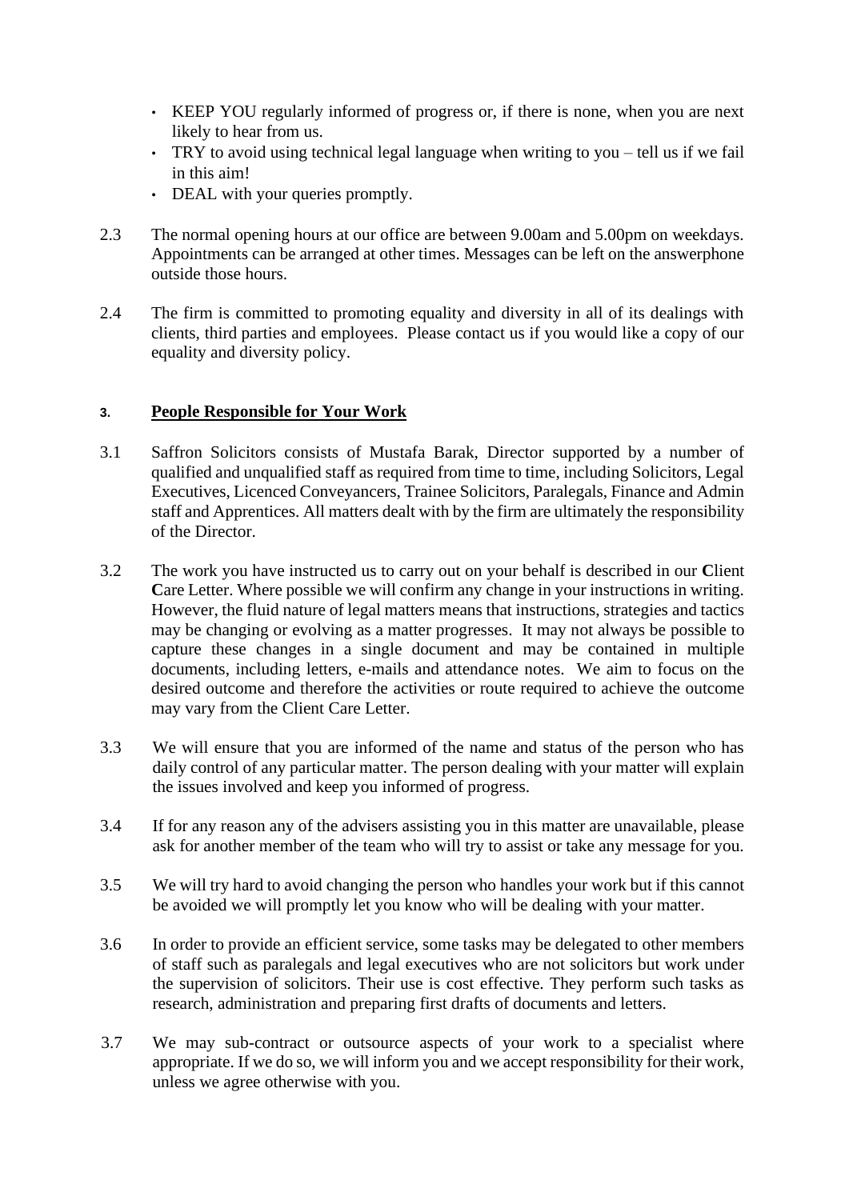- KEEP YOU regularly informed of progress or, if there is none, when you are next likely to hear from us.
- TRY to avoid using technical legal language when writing to you – tell us if we fail in this aim!
- DEAL with your queries promptly.

2.3 The normal opening hours at our office are between 9.00am and 5.00pm on weekdays. Appointments can be arranged at other times. Messages can be left on the answerphone outside those hours.

2.4 The firm is committed to promoting equality and diversity in all of its dealings with clients, third parties and employees. Please contact us if you would like a copy of our equality and diversity policy.

## 3. People Responsible for Your Work

3.1 Saffron Solicitors consists of Mustafa Barak, Director supported by a number of qualified and unqualified staff as required from time to time, including Solicitors, Legal Executives, Licenced Conveyancers, Trainee Solicitors, Paralegals, Finance and Admin staff and Apprentices. All matters dealt with by the firm are ultimately the responsibility of the Director.

3.2 The work you have instructed us to carry out on your behalf is described in our **C**lient **C**are Letter. Where possible we will confirm any change in your instructions in writing. However, the fluid nature of legal matters means that instructions, strategies and tactics may be changing or evolving as a matter progresses. It may not always be possible to capture these changes in a single document and may be contained in multiple documents, including letters, e-mails and attendance notes. We aim to focus on the desired outcome and therefore the activities or route required to achieve the outcome may vary from the Client Care Letter.

3.3 We will ensure that you are informed of the name and status of the person who has daily control of any particular matter. The person dealing with your matter will explain the issues involved and keep you informed of progress.

3.4 If for any reason any of the advisers assisting you in this matter are unavailable, please ask for another member of the team who will try to assist or take any message for you.

3.5 We will try hard to avoid changing the person who handles your work but if this cannot be avoided we will promptly let you know who will be dealing with your matter.

3.6 In order to provide an efficient service, some tasks may be delegated to other members of staff such as paralegals and legal executives who are not solicitors but work under the supervision of solicitors. Their use is cost effective. They perform such tasks as research, administration and preparing first drafts of documents and letters.

3.7 We may sub-contract or outsource aspects of your work to a specialist where appropriate. If we do so, we will inform you and we accept responsibility for their work, unless we agree otherwise with you.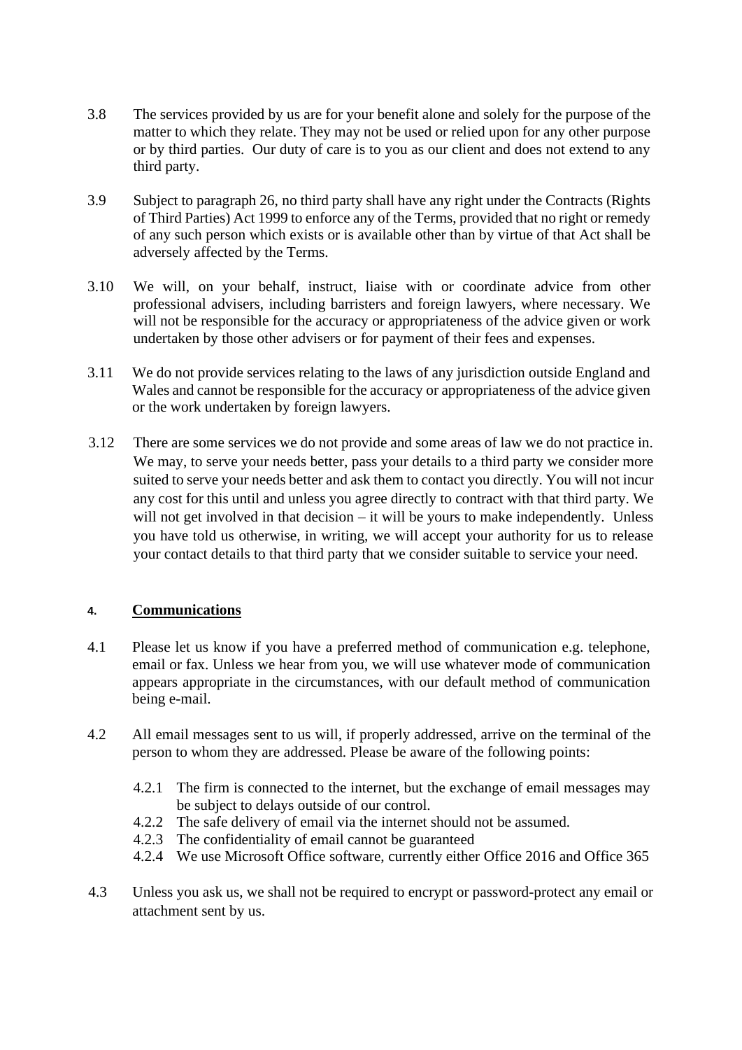3.8 The services provided by us are for your benefit alone and solely for the purpose of the matter to which they relate. They may not be used or relied upon for any other purpose or by third parties. Our duty of care is to you as our client and does not extend to any third party.

3.9 Subject to paragraph 26, no third party shall have any right under the Contracts (Rights of Third Parties) Act 1999 to enforce any of the Terms, provided that no right or remedy of any such person which exists or is available other than by virtue of that Act shall be adversely affected by the Terms.

3.10 We will, on your behalf, instruct, liaise with or coordinate advice from other professional advisers, including barristers and foreign lawyers, where necessary. We will not be responsible for the accuracy or appropriateness of the advice given or work undertaken by those other advisers or for payment of their fees and expenses.

3.11 We do not provide services relating to the laws of any jurisdiction outside England and Wales and cannot be responsible for the accuracy or appropriateness of the advice given or the work undertaken by foreign lawyers.

3.12 There are some services we do not provide and some areas of law we do not practice in. We may, to serve your needs better, pass your details to a third party we consider more suited to serve your needs better and ask them to contact you directly. You will not incur any cost for this until and unless you agree directly to contract with that third party. We will not get involved in that decision – it will be yours to make independently. Unless you have told us otherwise, in writing, we will accept your authority for us to release your contact details to that third party that we consider suitable to service your need.

## 4. Communications

4.1 Please let us know if you have a preferred method of communication e.g. telephone, email or fax. Unless we hear from you, we will use whatever mode of communication appears appropriate in the circumstances, with our default method of communication being e-mail.

4.2 All email messages sent to us will, if properly addressed, arrive on the terminal of the person to whom they are addressed. Please be aware of the following points:

4.2.1 The firm is connected to the internet, but the exchange of email messages may be subject to delays outside of our control.
4.2.2 The safe delivery of email via the internet should not be assumed.
4.2.3 The confidentiality of email cannot be guaranteed
4.2.4 We use Microsoft Office software, currently either Office 2016 and Office 365

4.3 Unless you ask us, we shall not be required to encrypt or password-protect any email or attachment sent by us.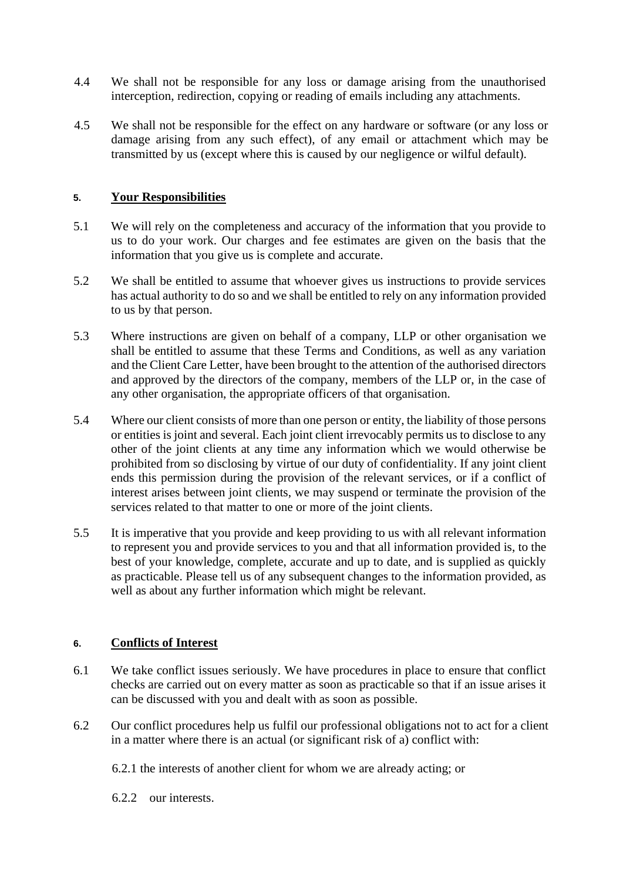4.4 We shall not be responsible for any loss or damage arising from the unauthorised interception, redirection, copying or reading of emails including any attachments.

4.5 We shall not be responsible for the effect on any hardware or software (or any loss or damage arising from any such effect), of any email or attachment which may be transmitted by us (except where this is caused by our negligence or wilful default).

## 5. Your Responsibilities

5.1 We will rely on the completeness and accuracy of the information that you provide to us to do your work. Our charges and fee estimates are given on the basis that the information that you give us is complete and accurate.

5.2 We shall be entitled to assume that whoever gives us instructions to provide services has actual authority to do so and we shall be entitled to rely on any information provided to us by that person.

5.3 Where instructions are given on behalf of a company, LLP or other organisation we shall be entitled to assume that these Terms and Conditions, as well as any variation and the Client Care Letter, have been brought to the attention of the authorised directors and approved by the directors of the company, members of the LLP or, in the case of any other organisation, the appropriate officers of that organisation.

5.4 Where our client consists of more than one person or entity, the liability of those persons or entities is joint and several. Each joint client irrevocably permits us to disclose to any other of the joint clients at any time any information which we would otherwise be prohibited from so disclosing by virtue of our duty of confidentiality. If any joint client ends this permission during the provision of the relevant services, or if a conflict of interest arises between joint clients, we may suspend or terminate the provision of the services related to that matter to one or more of the joint clients.

5.5 It is imperative that you provide and keep providing to us with all relevant information to represent you and provide services to you and that all information provided is, to the best of your knowledge, complete, accurate and up to date, and is supplied as quickly as practicable. Please tell us of any subsequent changes to the information provided, as well as about any further information which might be relevant.

## 6. Conflicts of Interest

6.1 We take conflict issues seriously. We have procedures in place to ensure that conflict checks are carried out on every matter as soon as practicable so that if an issue arises it can be discussed with you and dealt with as soon as possible.

6.2 Our conflict procedures help us fulfil our professional obligations not to act for a client in a matter where there is an actual (or significant risk of a) conflict with:

6.2.1 the interests of another client for whom we are already acting; or

6.2.2 our interests.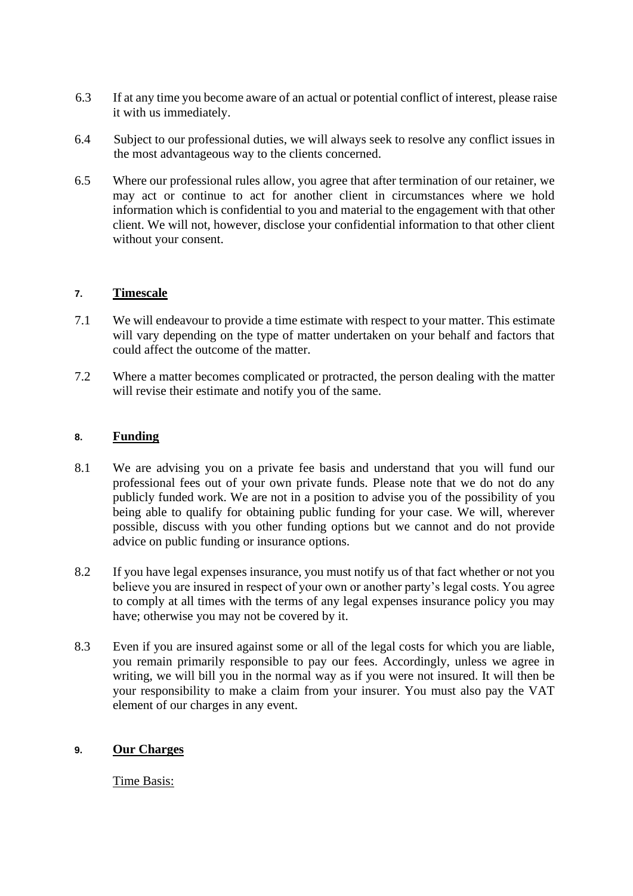6.3 If at any time you become aware of an actual or potential conflict of interest, please raise it with us immediately.

6.4 Subject to our professional duties, we will always seek to resolve any conflict issues in the most advantageous way to the clients concerned.

6.5 Where our professional rules allow, you agree that after termination of our retainer, we may act or continue to act for another client in circumstances where we hold information which is confidential to you and material to the engagement with that other client. We will not, however, disclose your confidential information to that other client without your consent.

## 7. Timescale

7.1 We will endeavour to provide a time estimate with respect to your matter. This estimate will vary depending on the type of matter undertaken on your behalf and factors that could affect the outcome of the matter.

7.2 Where a matter becomes complicated or protracted, the person dealing with the matter will revise their estimate and notify you of the same.

## 8. Funding

8.1 We are advising you on a private fee basis and understand that you will fund our professional fees out of your own private funds. Please note that we do not do any publicly funded work. We are not in a position to advise you of the possibility of you being able to qualify for obtaining public funding for your case. We will, wherever possible, discuss with you other funding options but we cannot and do not provide advice on public funding or insurance options.

8.2 If you have legal expenses insurance, you must notify us of that fact whether or not you believe you are insured in respect of your own or another party's legal costs. You agree to comply at all times with the terms of any legal expenses insurance policy you may have; otherwise you may not be covered by it.

8.3 Even if you are insured against some or all of the legal costs for which you are liable, you remain primarily responsible to pay our fees. Accordingly, unless we agree in writing, we will bill you in the normal way as if you were not insured. It will then be your responsibility to make a claim from your insurer. You must also pay the VAT element of our charges in any event.

## 9. Our Charges

Time Basis: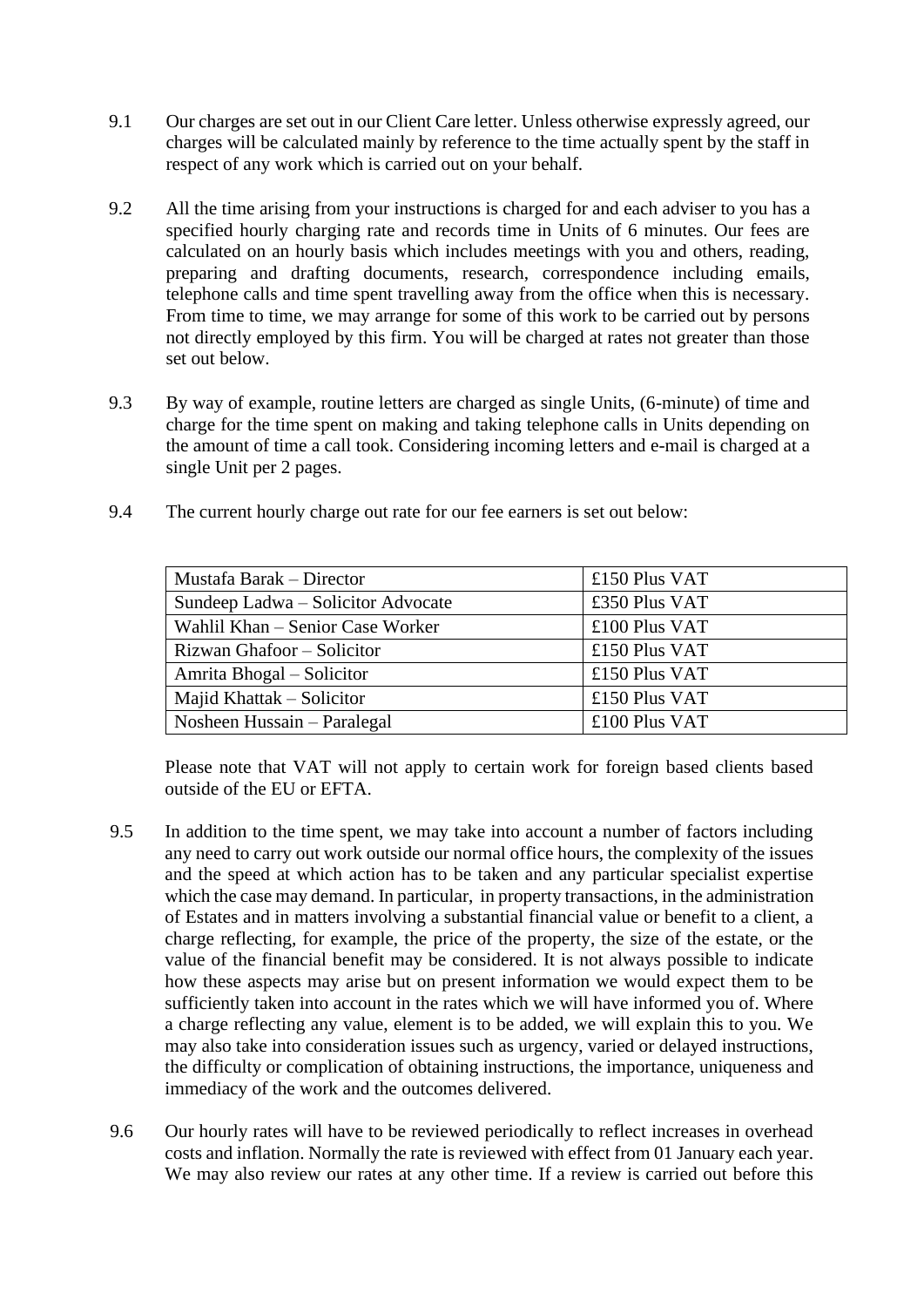9.1 Our charges are set out in our Client Care letter. Unless otherwise expressly agreed, our charges will be calculated mainly by reference to the time actually spent by the staff in respect of any work which is carried out on your behalf.

9.2 All the time arising from your instructions is charged for and each adviser to you has a specified hourly charging rate and records time in Units of 6 minutes. Our fees are calculated on an hourly basis which includes meetings with you and others, reading, preparing and drafting documents, research, correspondence including emails, telephone calls and time spent travelling away from the office when this is necessary. From time to time, we may arrange for some of this work to be carried out by persons not directly employed by this firm. You will be charged at rates not greater than those set out below.

9.3 By way of example, routine letters are charged as single Units, (6-minute) of time and charge for the time spent on making and taking telephone calls in Units depending on the amount of time a call took. Considering incoming letters and e-mail is charged at a single Unit per 2 pages.

9.4 The current hourly charge out rate for our fee earners is set out below:

| | |
|---|---|
| Mustafa Barak – Director | £150 Plus VAT |
| Sundeep Ladwa – Solicitor Advocate | £350 Plus VAT |
| Wahlil Khan – Senior Case Worker | £100 Plus VAT |
| Rizwan Ghafoor – Solicitor | £150 Plus VAT |
| Amrita Bhogal – Solicitor | £150 Plus VAT |
| Majid Khattak – Solicitor | £150 Plus VAT |
| Nosheen Hussain – Paralegal | £100 Plus VAT |

Please note that VAT will not apply to certain work for foreign based clients based outside of the EU or EFTA.

9.5 In addition to the time spent, we may take into account a number of factors including any need to carry out work outside our normal office hours, the complexity of the issues and the speed at which action has to be taken and any particular specialist expertise which the case may demand. In particular, in property transactions, in the administration of Estates and in matters involving a substantial financial value or benefit to a client, a charge reflecting, for example, the price of the property, the size of the estate, or the value of the financial benefit may be considered. It is not always possible to indicate how these aspects may arise but on present information we would expect them to be sufficiently taken into account in the rates which we will have informed you of. Where a charge reflecting any value, element is to be added, we will explain this to you. We may also take into consideration issues such as urgency, varied or delayed instructions, the difficulty or complication of obtaining instructions, the importance, uniqueness and immediacy of the work and the outcomes delivered.

9.6 Our hourly rates will have to be reviewed periodically to reflect increases in overhead costs and inflation. Normally the rate is reviewed with effect from 01 January each year. We may also review our rates at any other time. If a review is carried out before this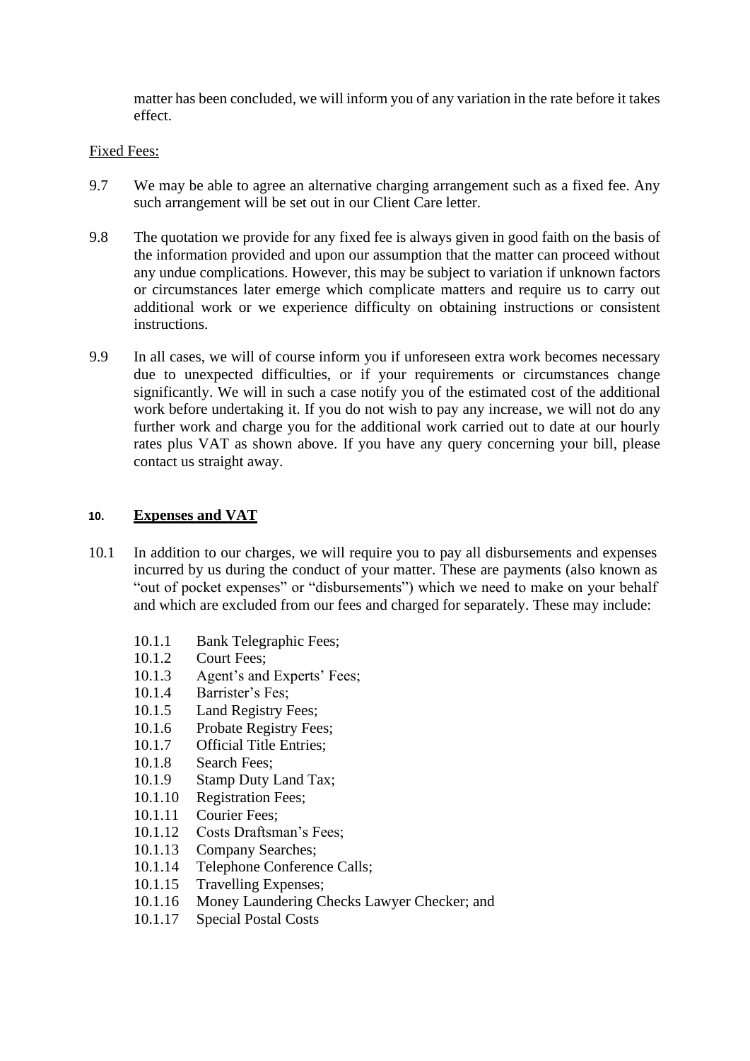matter has been concluded, we will inform you of any variation in the rate before it takes effect.

Fixed Fees:

9.7 We may be able to agree an alternative charging arrangement such as a fixed fee. Any such arrangement will be set out in our Client Care letter.

9.8 The quotation we provide for any fixed fee is always given in good faith on the basis of the information provided and upon our assumption that the matter can proceed without any undue complications. However, this may be subject to variation if unknown factors or circumstances later emerge which complicate matters and require us to carry out additional work or we experience difficulty on obtaining instructions or consistent instructions.

9.9 In all cases, we will of course inform you if unforeseen extra work becomes necessary due to unexpected difficulties, or if your requirements or circumstances change significantly. We will in such a case notify you of the estimated cost of the additional work before undertaking it. If you do not wish to pay any increase, we will not do any further work and charge you for the additional work carried out to date at our hourly rates plus VAT as shown above. If you have any query concerning your bill, please contact us straight away.

## 10. Expenses and VAT

10.1 In addition to our charges, we will require you to pay all disbursements and expenses incurred by us during the conduct of your matter. These are payments (also known as "out of pocket expenses" or "disbursements") which we need to make on your behalf and which are excluded from our fees and charged for separately. These may include:

- 10.1.1 Bank Telegraphic Fees;
- 10.1.2 Court Fees;
- 10.1.3 Agent's and Experts' Fees;
- 10.1.4 Barrister's Fes;
- 10.1.5 Land Registry Fees;
- 10.1.6 Probate Registry Fees;
- 10.1.7 Official Title Entries;
- 10.1.8 Search Fees;
- 10.1.9 Stamp Duty Land Tax;
- 10.1.10 Registration Fees;
- 10.1.11 Courier Fees;
- 10.1.12 Costs Draftsman's Fees;
- 10.1.13 Company Searches;
- 10.1.14 Telephone Conference Calls;
- 10.1.15 Travelling Expenses;
- 10.1.16 Money Laundering Checks Lawyer Checker; and
- 10.1.17 Special Postal Costs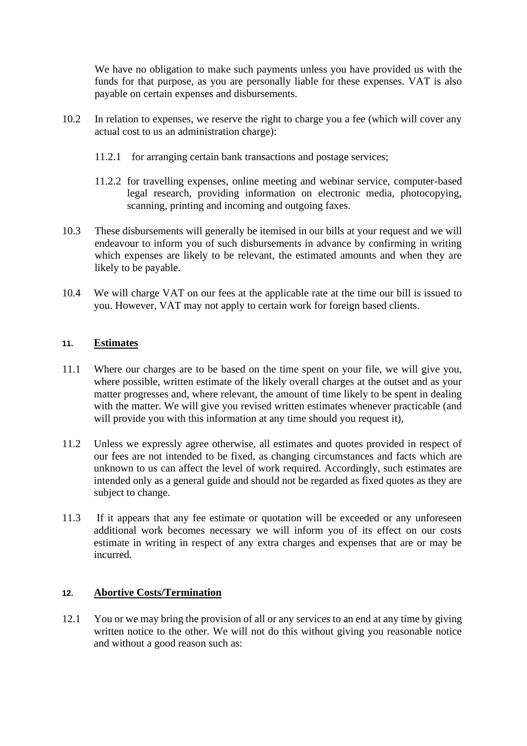We have no obligation to make such payments unless you have provided us with the funds for that purpose, as you are personally liable for these expenses. VAT is also payable on certain expenses and disbursements.

10.2 In relation to expenses, we reserve the right to charge you a fee (which will cover any actual cost to us an administration charge):

11.2.1 for arranging certain bank transactions and postage services;

11.2.2 for travelling expenses, online meeting and webinar service, computer-based legal research, providing information on electronic media, photocopying, scanning, printing and incoming and outgoing faxes.

10.3 These disbursements will generally be itemised in our bills at your request and we will endeavour to inform you of such disbursements in advance by confirming in writing which expenses are likely to be relevant, the estimated amounts and when they are likely to be payable.

10.4 We will charge VAT on our fees at the applicable rate at the time our bill is issued to you. However, VAT may not apply to certain work for foreign based clients.

## 11. Estimates

11.1 Where our charges are to be based on the time spent on your file, we will give you, where possible, written estimate of the likely overall charges at the outset and as your matter progresses and, where relevant, the amount of time likely to be spent in dealing with the matter. We will give you revised written estimates whenever practicable (and will provide you with this information at any time should you request it),

11.2 Unless we expressly agree otherwise, all estimates and quotes provided in respect of our fees are not intended to be fixed, as changing circumstances and facts which are unknown to us can affect the level of work required. Accordingly, such estimates are intended only as a general guide and should not be regarded as fixed quotes as they are subject to change.

11.3 If it appears that any fee estimate or quotation will be exceeded or any unforeseen additional work becomes necessary we will inform you of its effect on our costs estimate in writing in respect of any extra charges and expenses that are or may be incurred.

## 12. Abortive Costs/Termination

12.1 You or we may bring the provision of all or any services to an end at any time by giving written notice to the other. We will not do this without giving you reasonable notice and without a good reason such as: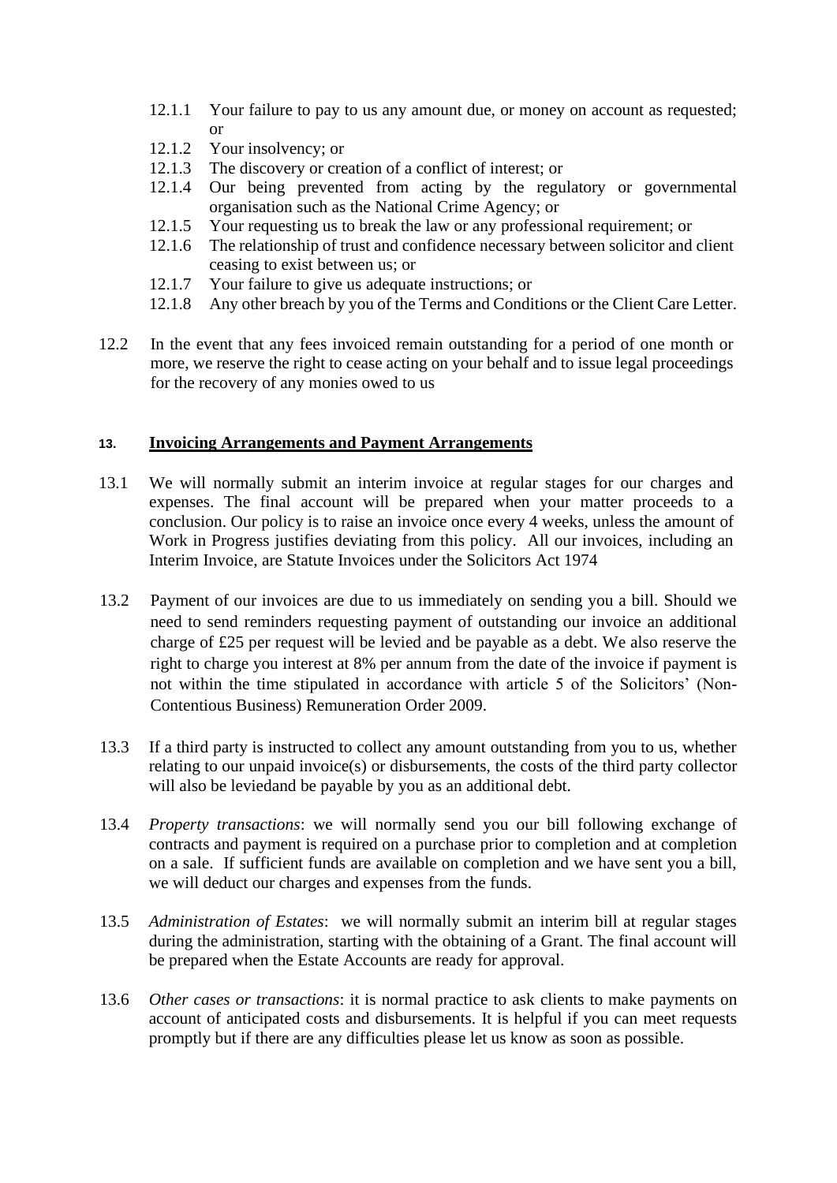12.1.1 Your failure to pay to us any amount due, or money on account as requested; or
12.1.2 Your insolvency; or
12.1.3 The discovery or creation of a conflict of interest; or
12.1.4 Our being prevented from acting by the regulatory or governmental organisation such as the National Crime Agency; or
12.1.5 Your requesting us to break the law or any professional requirement; or
12.1.6 The relationship of trust and confidence necessary between solicitor and client ceasing to exist between us; or
12.1.7 Your failure to give us adequate instructions; or
12.1.8 Any other breach by you of the Terms and Conditions or the Client Care Letter.

12.2 In the event that any fees invoiced remain outstanding for a period of one month or more, we reserve the right to cease acting on your behalf and to issue legal proceedings for the recovery of any monies owed to us

## 13. Invoicing Arrangements and Payment Arrangements

13.1 We will normally submit an interim invoice at regular stages for our charges and expenses. The final account will be prepared when your matter proceeds to a conclusion. Our policy is to raise an invoice once every 4 weeks, unless the amount of Work in Progress justifies deviating from this policy. All our invoices, including an Interim Invoice, are Statute Invoices under the Solicitors Act 1974

13.2 Payment of our invoices are due to us immediately on sending you a bill. Should we need to send reminders requesting payment of outstanding our invoice an additional charge of £25 per request will be levied and be payable as a debt. We also reserve the right to charge you interest at 8% per annum from the date of the invoice if payment is not within the time stipulated in accordance with article 5 of the Solicitors' (Non-Contentious Business) Remuneration Order 2009.

13.3 If a third party is instructed to collect any amount outstanding from you to us, whether relating to our unpaid invoice(s) or disbursements, the costs of the third party collector will also be leviedand be payable by you as an additional debt.

13.4 *Property transactions*: we will normally send you our bill following exchange of contracts and payment is required on a purchase prior to completion and at completion on a sale. If sufficient funds are available on completion and we have sent you a bill, we will deduct our charges and expenses from the funds.

13.5 *Administration of Estates*: we will normally submit an interim bill at regular stages during the administration, starting with the obtaining of a Grant. The final account will be prepared when the Estate Accounts are ready for approval.

13.6 *Other cases or transactions*: it is normal practice to ask clients to make payments on account of anticipated costs and disbursements. It is helpful if you can meet requests promptly but if there are any difficulties please let us know as soon as possible.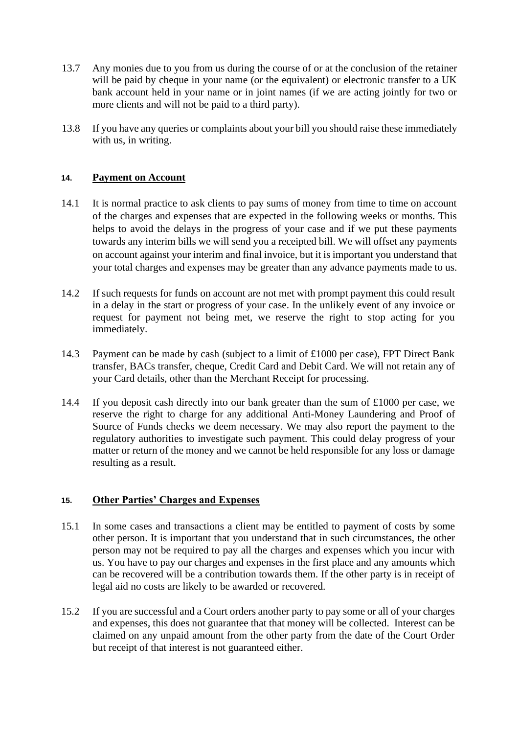13.7 Any monies due to you from us during the course of or at the conclusion of the retainer will be paid by cheque in your name (or the equivalent) or electronic transfer to a UK bank account held in your name or in joint names (if we are acting jointly for two or more clients and will not be paid to a third party).

13.8 If you have any queries or complaints about your bill you should raise these immediately with us, in writing.

## 14. Payment on Account

14.1 It is normal practice to ask clients to pay sums of money from time to time on account of the charges and expenses that are expected in the following weeks or months. This helps to avoid the delays in the progress of your case and if we put these payments towards any interim bills we will send you a receipted bill. We will offset any payments on account against your interim and final invoice, but it is important you understand that your total charges and expenses may be greater than any advance payments made to us.

14.2 If such requests for funds on account are not met with prompt payment this could result in a delay in the start or progress of your case. In the unlikely event of any invoice or request for payment not being met, we reserve the right to stop acting for you immediately.

14.3 Payment can be made by cash (subject to a limit of £1000 per case), FPT Direct Bank transfer, BACs transfer, cheque, Credit Card and Debit Card. We will not retain any of your Card details, other than the Merchant Receipt for processing.

14.4 If you deposit cash directly into our bank greater than the sum of £1000 per case, we reserve the right to charge for any additional Anti-Money Laundering and Proof of Source of Funds checks we deem necessary. We may also report the payment to the regulatory authorities to investigate such payment. This could delay progress of your matter or return of the money and we cannot be held responsible for any loss or damage resulting as a result.

## 15. Other Parties' Charges and Expenses

15.1 In some cases and transactions a client may be entitled to payment of costs by some other person. It is important that you understand that in such circumstances, the other person may not be required to pay all the charges and expenses which you incur with us. You have to pay our charges and expenses in the first place and any amounts which can be recovered will be a contribution towards them. If the other party is in receipt of legal aid no costs are likely to be awarded or recovered.

15.2 If you are successful and a Court orders another party to pay some or all of your charges and expenses, this does not guarantee that that money will be collected. Interest can be claimed on any unpaid amount from the other party from the date of the Court Order but receipt of that interest is not guaranteed either.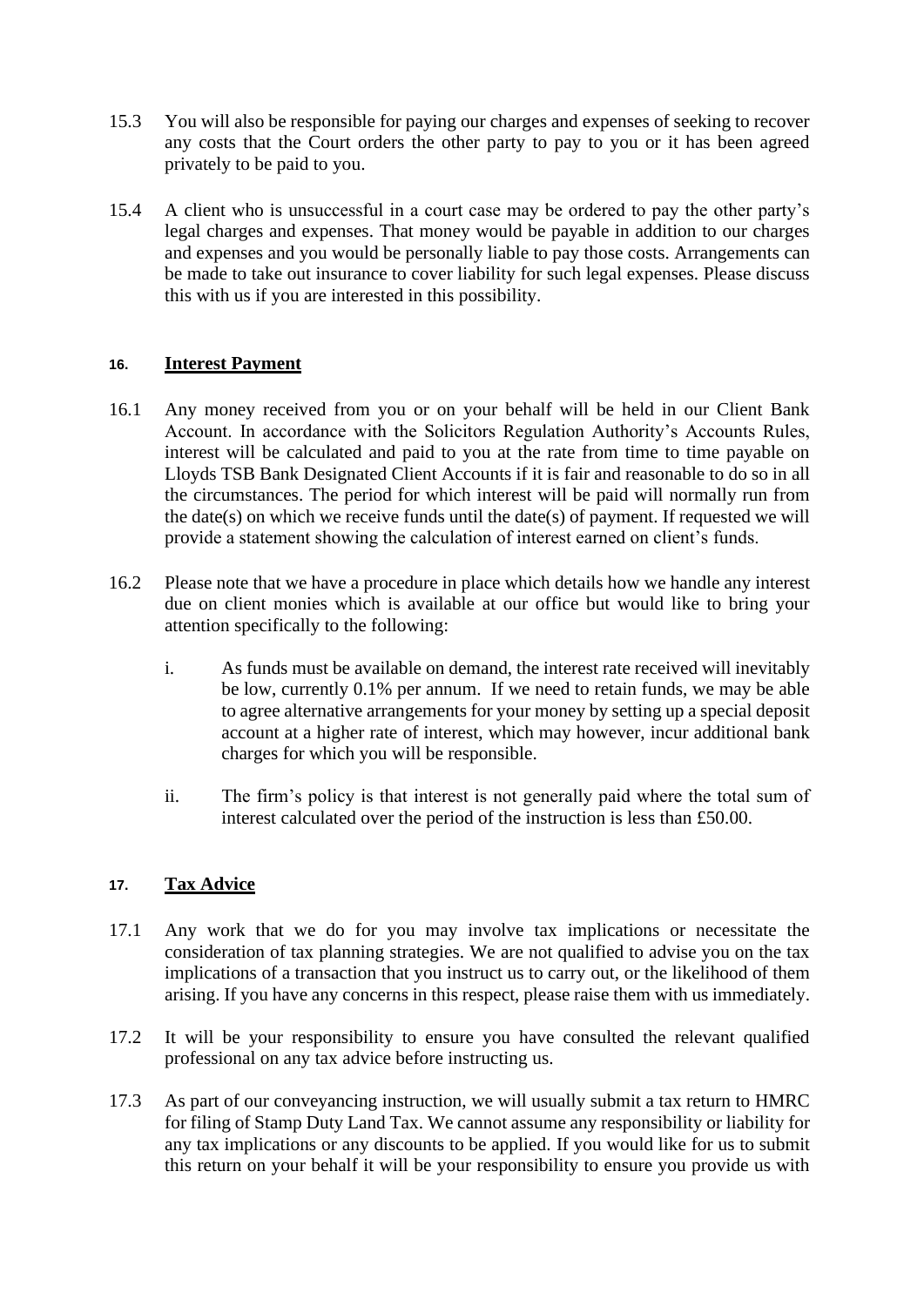15.3 You will also be responsible for paying our charges and expenses of seeking to recover any costs that the Court orders the other party to pay to you or it has been agreed privately to be paid to you.

15.4 A client who is unsuccessful in a court case may be ordered to pay the other party's legal charges and expenses. That money would be payable in addition to our charges and expenses and you would be personally liable to pay those costs. Arrangements can be made to take out insurance to cover liability for such legal expenses. Please discuss this with us if you are interested in this possibility.

## 16. <u>Interest Payment</u>

16.1 Any money received from you or on your behalf will be held in our Client Bank Account. In accordance with the Solicitors Regulation Authority's Accounts Rules, interest will be calculated and paid to you at the rate from time to time payable on Lloyds TSB Bank Designated Client Accounts if it is fair and reasonable to do so in all the circumstances. The period for which interest will be paid will normally run from the date(s) on which we receive funds until the date(s) of payment. If requested we will provide a statement showing the calculation of interest earned on client's funds.

16.2 Please note that we have a procedure in place which details how we handle any interest due on client monies which is available at our office but would like to bring your attention specifically to the following:

   i. As funds must be available on demand, the interest rate received will inevitably be low, currently 0.1% per annum. If we need to retain funds, we may be able to agree alternative arrangements for your money by setting up a special deposit account at a higher rate of interest, which may however, incur additional bank charges for which you will be responsible.

   ii. The firm's policy is that interest is not generally paid where the total sum of interest calculated over the period of the instruction is less than £50.00.

## 17. <u>Tax Advice</u>

17.1 Any work that we do for you may involve tax implications or necessitate the consideration of tax planning strategies. We are not qualified to advise you on the tax implications of a transaction that you instruct us to carry out, or the likelihood of them arising. If you have any concerns in this respect, please raise them with us immediately.

17.2 It will be your responsibility to ensure you have consulted the relevant qualified professional on any tax advice before instructing us.

17.3 As part of our conveyancing instruction, we will usually submit a tax return to HMRC for filing of Stamp Duty Land Tax. We cannot assume any responsibility or liability for any tax implications or any discounts to be applied. If you would like for us to submit this return on your behalf it will be your responsibility to ensure you provide us with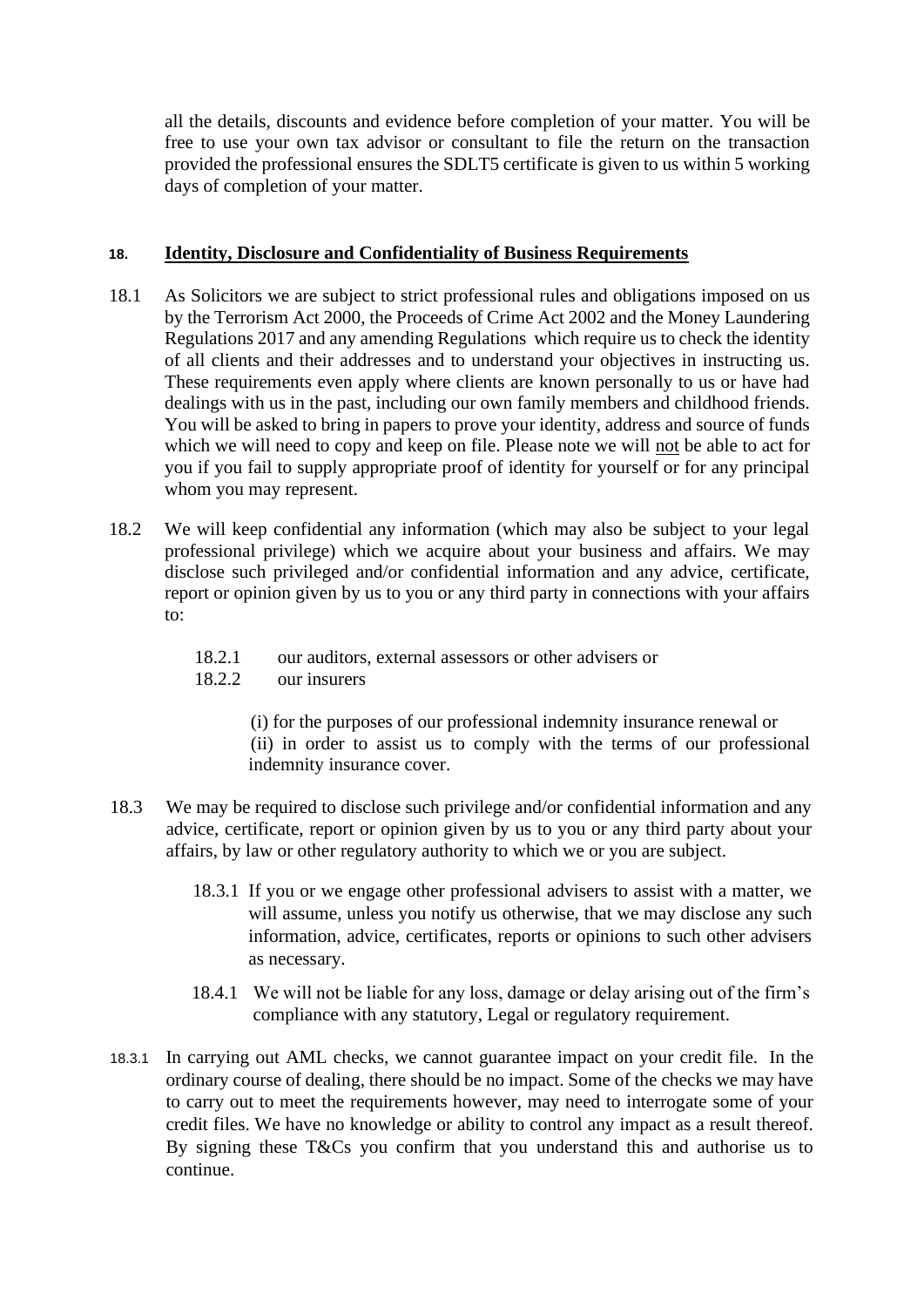all the details, discounts and evidence before completion of your matter. You will be free to use your own tax advisor or consultant to file the return on the transaction provided the professional ensures the SDLT5 certificate is given to us within 5 working days of completion of your matter.

## 18. Identity, Disclosure and Confidentiality of Business Requirements

18.1 As Solicitors we are subject to strict professional rules and obligations imposed on us by the Terrorism Act 2000, the Proceeds of Crime Act 2002 and the Money Laundering Regulations 2017 and any amending Regulations which require us to check the identity of all clients and their addresses and to understand your objectives in instructing us. These requirements even apply where clients are known personally to us or have had dealings with us in the past, including our own family members and childhood friends. You will be asked to bring in papers to prove your identity, address and source of funds which we will need to copy and keep on file. Please note we will <u>not</u> be able to act for you if you fail to supply appropriate proof of identity for yourself or for any principal whom you may represent.

18.2 We will keep confidential any information (which may also be subject to your legal professional privilege) which we acquire about your business and affairs. We may disclose such privileged and/or confidential information and any advice, certificate, report or opinion given by us to you or any third party in connections with your affairs to:

18.2.1 our auditors, external assessors or other advisers or

18.2.2 our insurers

(i) for the purposes of our professional indemnity insurance renewal or

(ii) in order to assist us to comply with the terms of our professional indemnity insurance cover.

18.3 We may be required to disclose such privilege and/or confidential information and any advice, certificate, report or opinion given by us to you or any third party about your affairs, by law or other regulatory authority to which we or you are subject.

18.3.1 If you or we engage other professional advisers to assist with a matter, we will assume, unless you notify us otherwise, that we may disclose any such information, advice, certificates, reports or opinions to such other advisers as necessary.

18.4.1 We will not be liable for any loss, damage or delay arising out of the firm's compliance with any statutory, Legal or regulatory requirement.

18.3.1 In carrying out AML checks, we cannot guarantee impact on your credit file. In the ordinary course of dealing, there should be no impact. Some of the checks we may have to carry out to meet the requirements however, may need to interrogate some of your credit files. We have no knowledge or ability to control any impact as a result thereof. By signing these T&Cs you confirm that you understand this and authorise us to continue.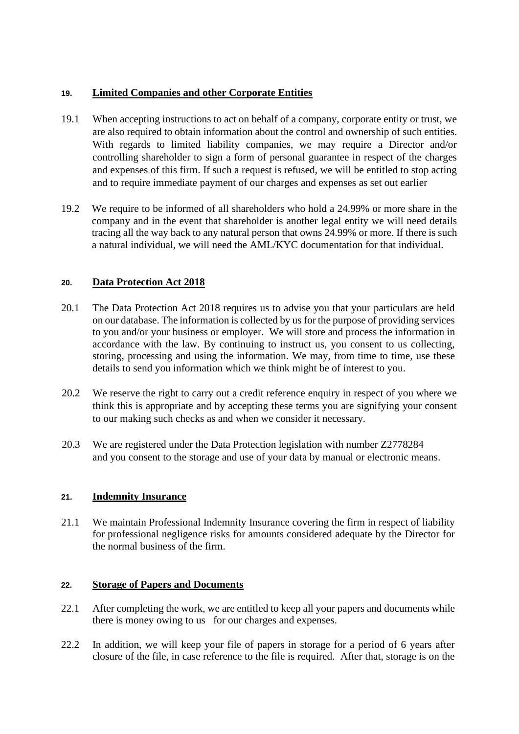## 19. Limited Companies and other Corporate Entities

19.1 When accepting instructions to act on behalf of a company, corporate entity or trust, we are also required to obtain information about the control and ownership of such entities. With regards to limited liability companies, we may require a Director and/or controlling shareholder to sign a form of personal guarantee in respect of the charges and expenses of this firm. If such a request is refused, we will be entitled to stop acting and to require immediate payment of our charges and expenses as set out earlier

19.2 We require to be informed of all shareholders who hold a 24.99% or more share in the company and in the event that shareholder is another legal entity we will need details tracing all the way back to any natural person that owns 24.99% or more. If there is such a natural individual, we will need the AML/KYC documentation for that individual.

## 20. Data Protection Act 2018

20.1 The Data Protection Act 2018 requires us to advise you that your particulars are held on our database. The information is collected by us for the purpose of providing services to you and/or your business or employer. We will store and process the information in accordance with the law. By continuing to instruct us, you consent to us collecting, storing, processing and using the information. We may, from time to time, use these details to send you information which we think might be of interest to you.

20.2 We reserve the right to carry out a credit reference enquiry in respect of you where we think this is appropriate and by accepting these terms you are signifying your consent to our making such checks as and when we consider it necessary.

20.3 We are registered under the Data Protection legislation with number Z2778284 and you consent to the storage and use of your data by manual or electronic means.

## 21. Indemnity Insurance

21.1 We maintain Professional Indemnity Insurance covering the firm in respect of liability for professional negligence risks for amounts considered adequate by the Director for the normal business of the firm.

## 22. Storage of Papers and Documents

22.1 After completing the work, we are entitled to keep all your papers and documents while there is money owing to us for our charges and expenses.

22.2 In addition, we will keep your file of papers in storage for a period of 6 years after closure of the file, in case reference to the file is required. After that, storage is on the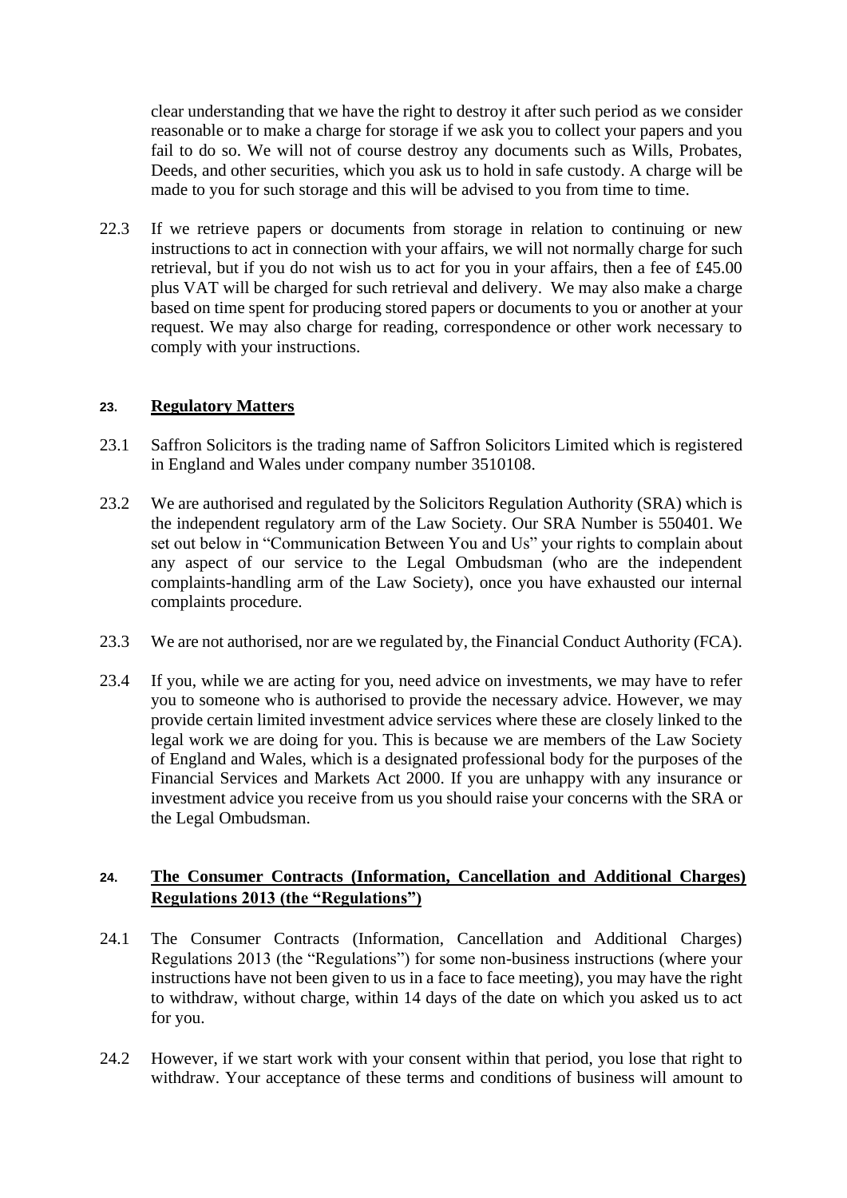clear understanding that we have the right to destroy it after such period as we consider reasonable or to make a charge for storage if we ask you to collect your papers and you fail to do so. We will not of course destroy any documents such as Wills, Probates, Deeds, and other securities, which you ask us to hold in safe custody. A charge will be made to you for such storage and this will be advised to you from time to time.

22.3 If we retrieve papers or documents from storage in relation to continuing or new instructions to act in connection with your affairs, we will not normally charge for such retrieval, but if you do not wish us to act for you in your affairs, then a fee of £45.00 plus VAT will be charged for such retrieval and delivery. We may also make a charge based on time spent for producing stored papers or documents to you or another at your request. We may also charge for reading, correspondence or other work necessary to comply with your instructions.

## 23. Regulatory Matters

23.1 Saffron Solicitors is the trading name of Saffron Solicitors Limited which is registered in England and Wales under company number 3510108.

23.2 We are authorised and regulated by the Solicitors Regulation Authority (SRA) which is the independent regulatory arm of the Law Society. Our SRA Number is 550401. We set out below in "Communication Between You and Us" your rights to complain about any aspect of our service to the Legal Ombudsman (who are the independent complaints-handling arm of the Law Society), once you have exhausted our internal complaints procedure.

23.3 We are not authorised, nor are we regulated by, the Financial Conduct Authority (FCA).

23.4 If you, while we are acting for you, need advice on investments, we may have to refer you to someone who is authorised to provide the necessary advice. However, we may provide certain limited investment advice services where these are closely linked to the legal work we are doing for you. This is because we are members of the Law Society of England and Wales, which is a designated professional body for the purposes of the Financial Services and Markets Act 2000. If you are unhappy with any insurance or investment advice you receive from us you should raise your concerns with the SRA or the Legal Ombudsman.

## 24. The Consumer Contracts (Information, Cancellation and Additional Charges) Regulations 2013 (the "Regulations")

24.1 The Consumer Contracts (Information, Cancellation and Additional Charges) Regulations 2013 (the "Regulations") for some non-business instructions (where your instructions have not been given to us in a face to face meeting), you may have the right to withdraw, without charge, within 14 days of the date on which you asked us to act for you.

24.2 However, if we start work with your consent within that period, you lose that right to withdraw. Your acceptance of these terms and conditions of business will amount to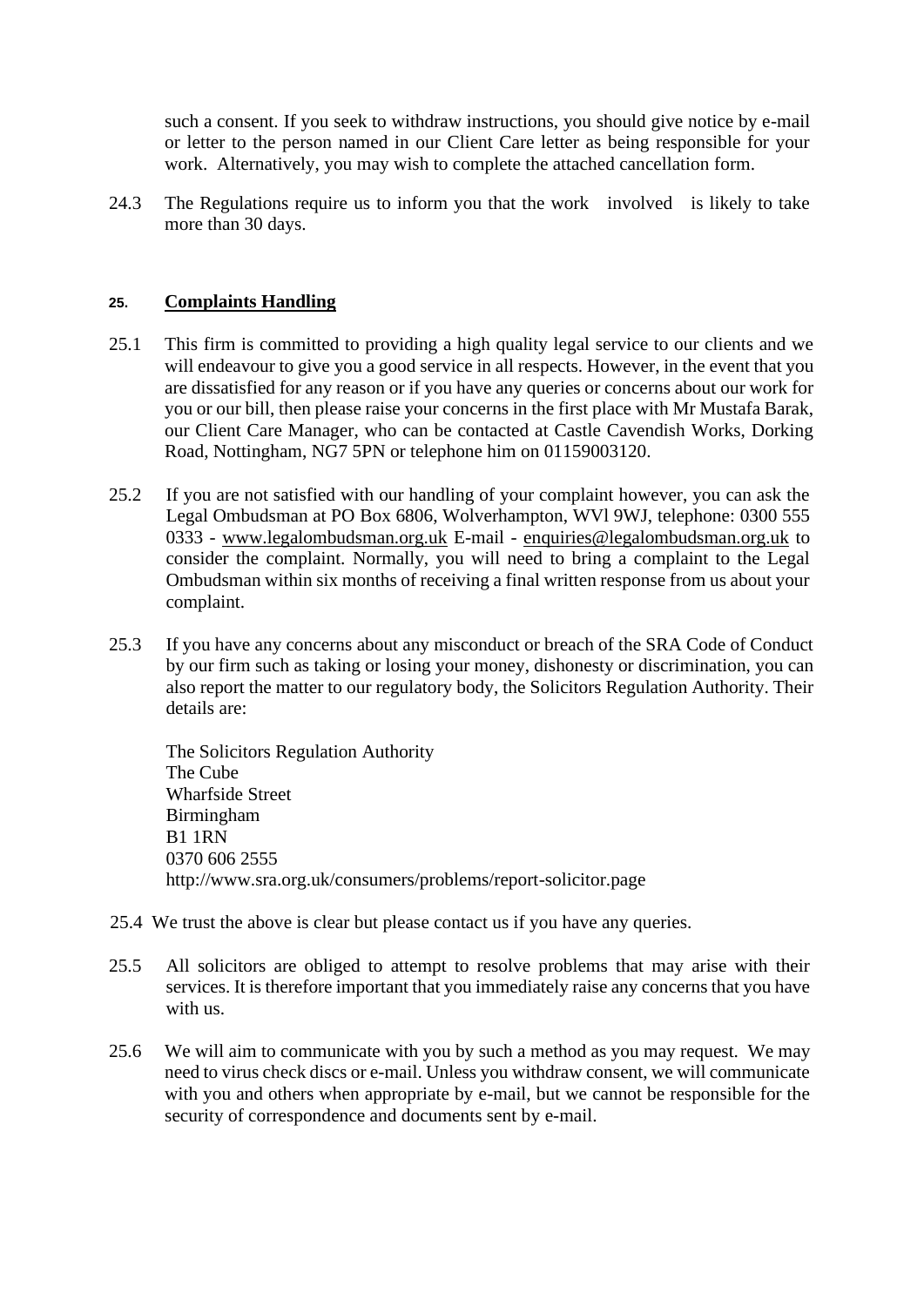such a consent. If you seek to withdraw instructions, you should give notice by e-mail or letter to the person named in our Client Care letter as being responsible for your work. Alternatively, you may wish to complete the attached cancellation form.

24.3 The Regulations require us to inform you that the work involved is likely to take more than 30 days.

## 25. Complaints Handling

25.1 This firm is committed to providing a high quality legal service to our clients and we will endeavour to give you a good service in all respects. However, in the event that you are dissatisfied for any reason or if you have any queries or concerns about our work for you or our bill, then please raise your concerns in the first place with Mr Mustafa Barak, our Client Care Manager, who can be contacted at Castle Cavendish Works, Dorking Road, Nottingham, NG7 5PN or telephone him on 01159003120.

25.2 If you are not satisfied with our handling of your complaint however, you can ask the Legal Ombudsman at PO Box 6806, Wolverhampton, WVl 9WJ, telephone: 0300 555 0333 - www.legalombudsman.org.uk E-mail - enquiries@legalombudsman.org.uk to consider the complaint. Normally, you will need to bring a complaint to the Legal Ombudsman within six months of receiving a final written response from us about your complaint.

25.3 If you have any concerns about any misconduct or breach of the SRA Code of Conduct by our firm such as taking or losing your money, dishonesty or discrimination, you can also report the matter to our regulatory body, the Solicitors Regulation Authority. Their details are:

The Solicitors Regulation Authority
The Cube
Wharfside Street
Birmingham
B1 1RN
0370 606 2555
http://www.sra.org.uk/consumers/problems/report-solicitor.page

25.4 We trust the above is clear but please contact us if you have any queries.

25.5 All solicitors are obliged to attempt to resolve problems that may arise with their services. It is therefore important that you immediately raise any concerns that you have with us.

25.6 We will aim to communicate with you by such a method as you may request. We may need to virus check discs or e-mail. Unless you withdraw consent, we will communicate with you and others when appropriate by e-mail, but we cannot be responsible for the security of correspondence and documents sent by e-mail.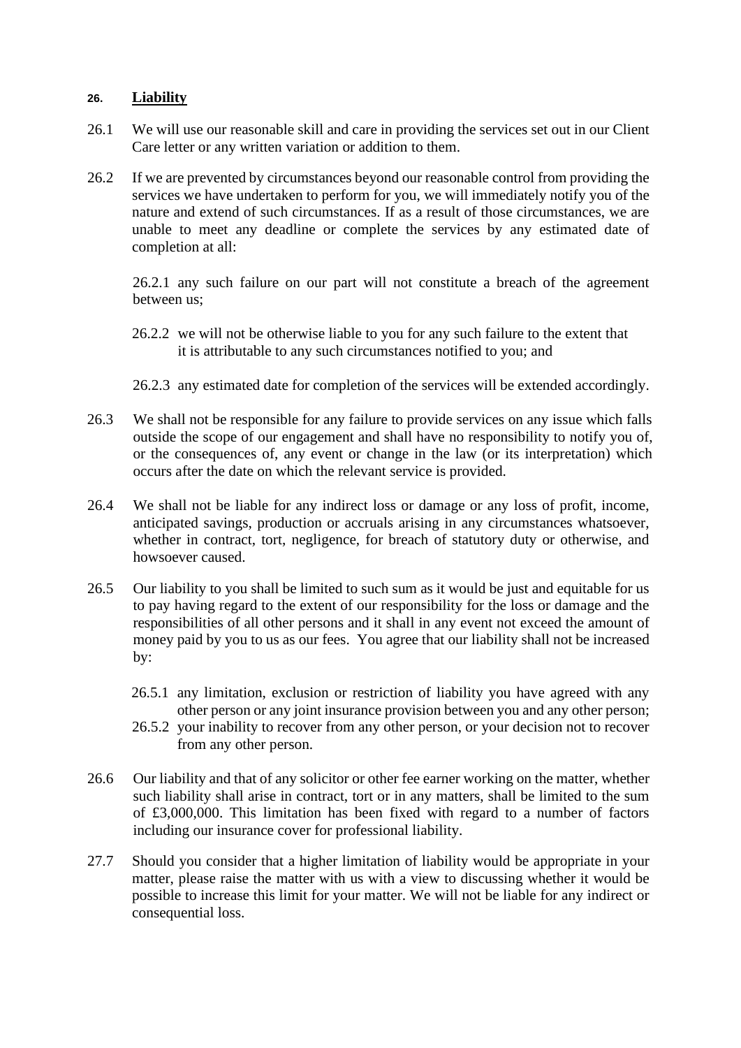## 26. Liability

26.1 We will use our reasonable skill and care in providing the services set out in our Client Care letter or any written variation or addition to them.

26.2 If we are prevented by circumstances beyond our reasonable control from providing the services we have undertaken to perform for you, we will immediately notify you of the nature and extend of such circumstances. If as a result of those circumstances, we are unable to meet any deadline or complete the services by any estimated date of completion at all:

26.2.1 any such failure on our part will not constitute a breach of the agreement between us;

26.2.2 we will not be otherwise liable to you for any such failure to the extent that it is attributable to any such circumstances notified to you; and

26.2.3 any estimated date for completion of the services will be extended accordingly.

26.3 We shall not be responsible for any failure to provide services on any issue which falls outside the scope of our engagement and shall have no responsibility to notify you of, or the consequences of, any event or change in the law (or its interpretation) which occurs after the date on which the relevant service is provided.

26.4 We shall not be liable for any indirect loss or damage or any loss of profit, income, anticipated savings, production or accruals arising in any circumstances whatsoever, whether in contract, tort, negligence, for breach of statutory duty or otherwise, and howsoever caused.

26.5 Our liability to you shall be limited to such sum as it would be just and equitable for us to pay having regard to the extent of our responsibility for the loss or damage and the responsibilities of all other persons and it shall in any event not exceed the amount of money paid by you to us as our fees. You agree that our liability shall not be increased by:

26.5.1 any limitation, exclusion or restriction of liability you have agreed with any other person or any joint insurance provision between you and any other person;

26.5.2 your inability to recover from any other person, or your decision not to recover from any other person.

26.6 Our liability and that of any solicitor or other fee earner working on the matter, whether such liability shall arise in contract, tort or in any matters, shall be limited to the sum of £3,000,000. This limitation has been fixed with regard to a number of factors including our insurance cover for professional liability.

27.7 Should you consider that a higher limitation of liability would be appropriate in your matter, please raise the matter with us with a view to discussing whether it would be possible to increase this limit for your matter. We will not be liable for any indirect or consequential loss.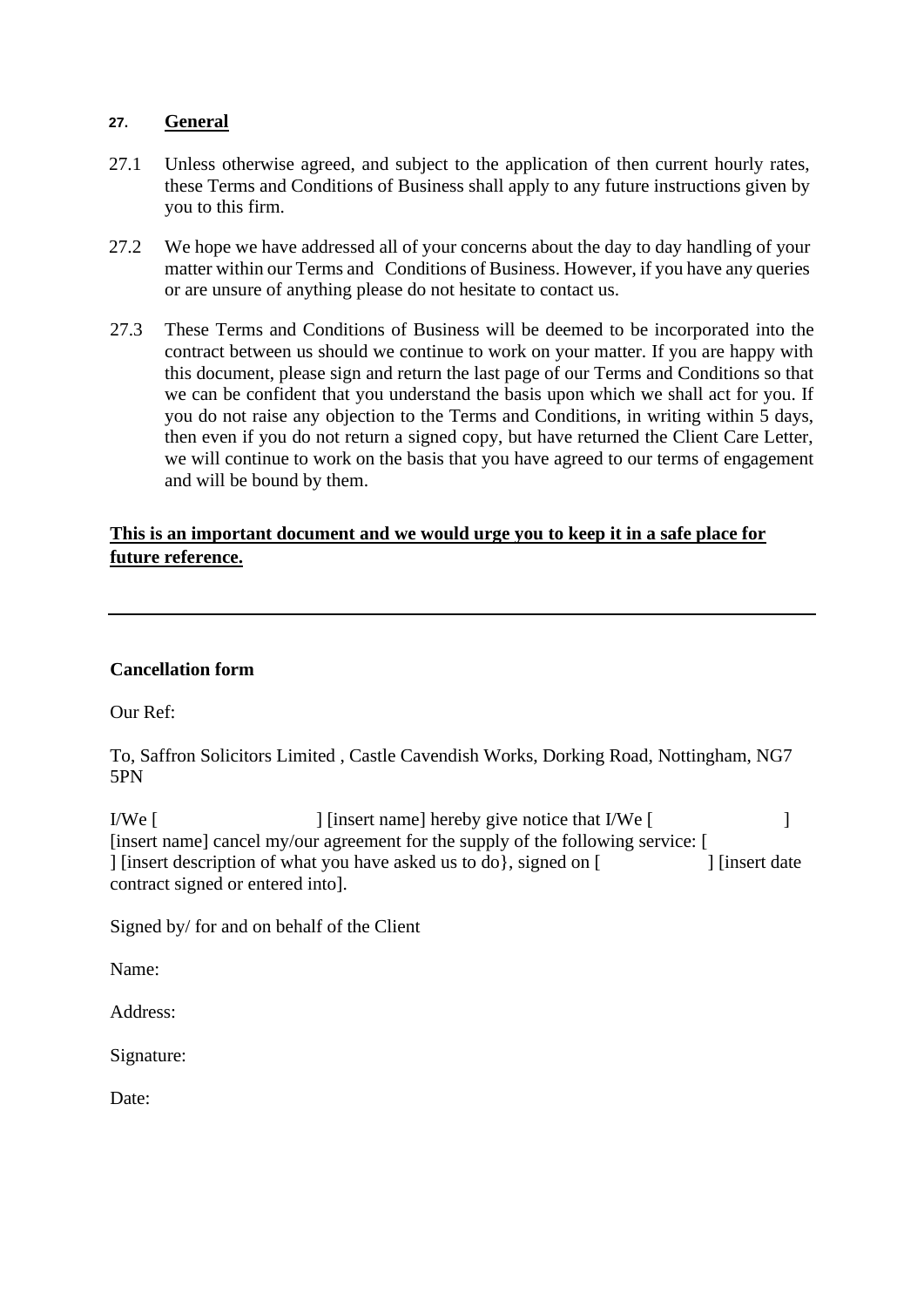## 27. General

27.1 Unless otherwise agreed, and subject to the application of then current hourly rates, these Terms and Conditions of Business shall apply to any future instructions given by you to this firm.

27.2 We hope we have addressed all of your concerns about the day to day handling of your matter within our Terms and Conditions of Business. However, if you have any queries or are unsure of anything please do not hesitate to contact us.

27.3 These Terms and Conditions of Business will be deemed to be incorporated into the contract between us should we continue to work on your matter. If you are happy with this document, please sign and return the last page of our Terms and Conditions so that we can be confident that you understand the basis upon which we shall act for you. If you do not raise any objection to the Terms and Conditions, in writing within 5 days, then even if you do not return a signed copy, but have returned the Client Care Letter, we will continue to work on the basis that you have agreed to our terms of engagement and will be bound by them.

**This is an important document and we would urge you to keep it in a safe place for future reference.**

---

**Cancellation form**

Our Ref:

To, Saffron Solicitors Limited , Castle Cavendish Works, Dorking Road, Nottingham, NG7 5PN

I/We [ ] [insert name] hereby give notice that I/We [ ] [insert name] cancel my/our agreement for the supply of the following service: [ ] [insert description of what you have asked us to do}, signed on [ ] [insert date contract signed or entered into].

Signed by/ for and on behalf of the Client

Name:

Address:

Signature:

Date: